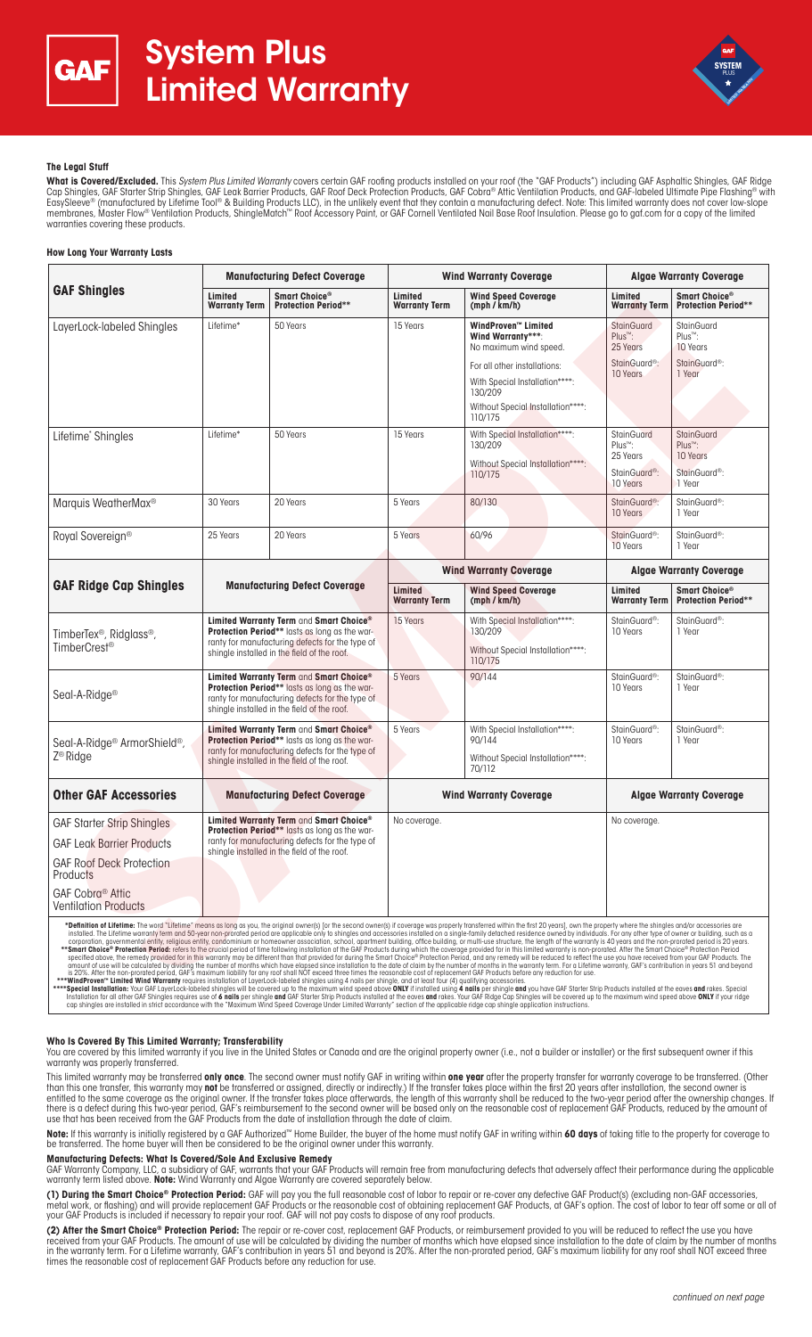# System Plus Limited Warranty

## The Legal Stuff

**What is Covered/Excluded.** This *System Plus Limited Warranty* covers certain GAF roofing products installed on your roof (the "GAF Products") including GAF Asphaltic Shingles, GAF Ridge Cap Shingles, GAF Starter Strip Shingles, GAF Leak Barrier Products, GAF Roof Deck Protection Products, GAF Cobra® Attic Ventilation Products, and GAF-labeled Ultimate Pipe Flashing® with EasySleeve® (manufactured by Lifetime Tool® & Building Products LLC), in the unlikely event that they contain a manufacturing defect. Note: This limited warranty does not cover low-slope membranes, Master Flow® Ventilation Products, ShingleMatch™ Roof Accessory Paint, or GAF Cornell Ventilated Nail Base Roof Insulation. Please go to gaf.com for a copy of the limited warranties covering these products.

### How Long Your Warranty Lasts

| GAF Shingles | Manufacturing Defect Coverage | | Wind Warranty Coverage | | Algae Warranty Coverage | |
|---|---|---|---|---|---|---|
| | Limited Warranty Term | Smart Choice® Protection Period** | Limited Warranty Term | Wind Speed Coverage (mph / km/h) | Limited Warranty Term | Smart Choice® Protection Period** |
| LayerLock-labeled Shingles | Lifetime* | 50 Years | 15 Years | WindProven™ Limited Wind Warranty***: No maximum wind speed. For all other installations: With Special Installation****: 130/209 Without Special Installation****: 110/175 | StainGuard Plus™: 25 Years StainGuard®: 10 Years | StainGuard Plus™: 10 Years StainGuard®: 1 Year |
| Lifetime* Shingles | Lifetime* | 50 Years | 15 Years | With Special Installation****: 130/209 Without Special Installation****: 110/175 | StainGuard Plus™: 25 Years StainGuard®: 10 Years | StainGuard Plus™: 10 Years StainGuard®: 1 Year |
| Marquis WeatherMax® | 30 Years | 20 Years | 5 Years | 80/130 | StainGuard®: 10 Years | StainGuard®: 1 Year |
| Royal Sovereign® | 25 Years | 20 Years | 5 Years | 60/96 | StainGuard®: 10 Years | StainGuard®: 1 Year |

| GAF Ridge Cap Shingles | Manufacturing Defect Coverage | Wind Warranty Coverage | | Algae Warranty Coverage | |
|---|---|---|---|---|---|
| | | Limited Warranty Term | Wind Speed Coverage (mph / km/h) | Limited Warranty Term | Smart Choice® Protection Period** |
| TimberTex®, Ridglass®, TimberCrest® | **Limited Warranty Term** and **Smart Choice® Protection Period\*\*** lasts as long as the warranty for manufacturing defects for the type of shingle installed in the field of the roof. | 15 Years | With Special Installation****: 130/209 Without Special Installation****: 110/175 | StainGuard®: 10 Years | StainGuard®: 1 Year |
| Seal-A-Ridge® | **Limited Warranty Term** and **Smart Choice® Protection Period\*\*** lasts as long as the warranty for manufacturing defects for the type of shingle installed in the field of the roof. | 5 Years | 90/144 | StainGuard®: 10 Years | StainGuard®: 1 Year |
| Seal-A-Ridge® ArmorShield®, Z® Ridge | **Limited Warranty Term** and **Smart Choice® Protection Period\*\*** lasts as long as the warranty for manufacturing defects for the type of shingle installed in the field of the roof. | 5 Years | With Special Installation****: 90/144 Without Special Installation****: 70/112 | StainGuard®: 10 Years | StainGuard®: 1 Year |

| Other GAF Accessories | Manufacturing Defect Coverage | Wind Warranty Coverage | Algae Warranty Coverage |
|---|---|---|---|
| GAF Starter Strip Shingles<br>GAF Leak Barrier Products<br>GAF Roof Deck Protection Products<br>GAF Cobra® Attic Ventilation Products | **Limited Warranty Term** and **Smart Choice® Protection Period\*\*** lasts as long as the warranty for manufacturing defects for the type of shingle installed in the field of the roof. | No coverage. | No coverage. |

\***Definition of Lifetime:** The word "Lifetime" means as long as you, the original owner(s) [or the second owner(s) if coverage was properly transferred within the first 20 years], own the property where the shingles and/or accessories are installed. The Lifetime warranty term and 50-year non-prorated period are applicable only to shingles and accessories installed on a single-family detached residence owned by individuals. For any other type of owner or building, such as a corporation, governmental entity, religious entity, condominium or homeowner association, school, apartment building, office building, or multi-use structure, the length of the warranty is 40 years and the non-prorated period is 20 years.

\*\***Smart Choice® Protection Period:** refers to the crucial period of time following installation of the GAF Products during which the coverage provided for in this limited warranty is non-prorated. After the Smart Choice® Protection Period specified above, the remedy provided for in this warranty may be different than that provided for during the Smart Choice® Protection Period, and any remedy will be reduced to reflect the use you have received from your GAF Products. The amount of use will be calculated by dividing the number of months which have elapsed since installation to the date of claim by the number of months in the warranty term. For a Lifetime warranty, GAF's contribution in years 51 and beyond is 20%. After the non-prorated period, GAF's maximum liability for any roof shall NOT exceed three times the reasonable cost of replacement GAF Products before any reduction for use.

\*\*\***WindProven™ Limited Wind Warranty** requires installation of LayerLock-labeled shingles using 4 nails per shingle, and at least four (4) qualifying accessories.

\*\*\*\***Special Installation:** Your GAF LayerLock-labeled shingles will be covered up to the maximum wind speed above **ONLY** if installed using **4 nails** per shingle **and** you have GAF Starter Strip Products installed at the eaves **and** rakes. Special Installation for all other GAF Shingles requires use of **6 nails** per shingle **and** GAF Starter Strip Products installed at the eaves **and** rakes. Your GAF Ridge Cap Shingles will be covered up to the maximum wind speed above **ONLY** if your ridge cap shingles are installed in strict accordance with the "Maximum Wind Speed Coverage Under Limited Warranty" section of the applicable ridge cap shingle application instructions.

### Who Is Covered By This Limited Warranty; Transferability

You are covered by this limited warranty if you live in the United States or Canada and are the original property owner (i.e., not a builder or installer) or the first subsequent owner if this warranty was properly transferred.

This limited warranty may be transferred **only once**. The second owner must notify GAF in writing within **one year** after the property transfer for warranty coverage to be transferred. (Other than this one transfer, this warranty may **not** be transferred or assigned, directly or indirectly.) If the transfer takes place within the first 20 years after installation, the second owner is entitled to the same coverage as the original owner. If the transfer takes place afterwards, the length of this warranty shall be reduced to the two-year period after the ownership changes. If there is a defect during this two-year period, GAF's reimbursement to the second owner will be based only on the reasonable cost of replacement GAF Products, reduced by the amount of use that has been received from the GAF Products from the date of installation through the date of claim.

**Note:** If this warranty is initially registered by a GAF Authorized™ Home Builder, the buyer of the home must notify GAF in writing within **60 days** of taking title to the property for coverage to be transferred. The home buyer will then be considered to be the original owner under this warranty.

### Manufacturing Defects: What Is Covered/Sole And Exclusive Remedy

GAF Warranty Company, LLC, a subsidiary of GAF, warrants that your GAF Products will remain free from manufacturing defects that adversely affect their performance during the applicable warranty term listed above. **Note:** Wind Warranty and Algae Warranty are covered separately below.

**(1) During the Smart Choice® Protection Period:** GAF will pay you the full reasonable cost of labor to repair or re-cover any defective GAF Product(s) (excluding non-GAF accessories, metal work, or flashing) and will provide replacement GAF Products or the reasonable cost of obtaining replacement GAF Products, at GAF's option. The cost of labor to tear off some or all of your GAF Products is included if necessary to repair your roof. GAF will not pay costs to dispose of any roof products.

**(2) After the Smart Choice® Protection Period:** The repair or re-cover cost, replacement GAF Products, or reimbursement provided to you will be reduced to reflect the use you have received from your GAF Products. The amount of use will be calculated by dividing the number of months which have elapsed since installation to the date of claim by the number of months in the warranty term. For a Lifetime warranty, GAF's contribution in years 51 and beyond is 20%. After the non-prorated period, GAF's maximum liability for any roof shall NOT exceed three times the reasonable cost of replacement GAF Products before any reduction for use.

*continued on next page*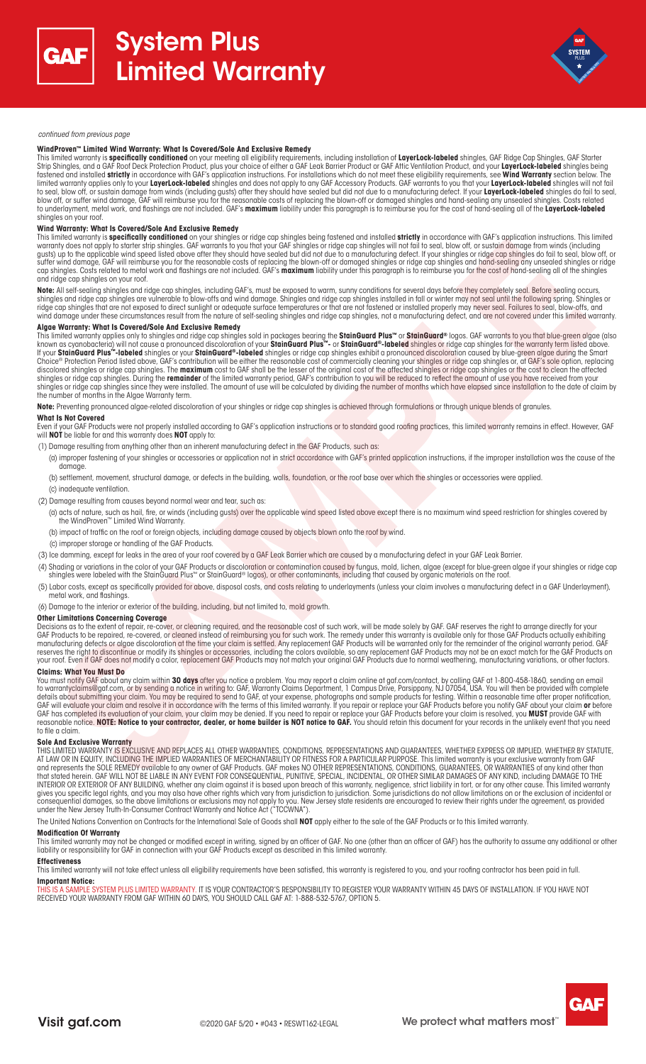# System Plus Limited Warranty

*continued from previous page*

**WindProven™ Limited Wind Warranty: What Is Covered/Sole And Exclusive Remedy**

This limited warranty is **specifically conditioned** on your meeting all eligibility requirements, including installation of **LayerLock-labeled** shingles, GAF Ridge Cap Shingles, GAF Starter Strip Shingles, and a GAF Roof Deck Protection Product, plus your choice of either a GAF Leak Barrier Product or GAF Attic Ventilation Product, and your **LayerLock-labeled** shingles being fastened and installed **strictly** in accordance with GAF's application instructions. For installations which do not meet these eligibility requirements, see **Wind Warranty** section below. The limited warranty applies only to your **LayerLock-labeled** shingles and does not apply to any GAF Accessory Products. GAF warrants to you that your **LayerLock-labeled** shingles will not fail to seal, blow off, or sustain damage from winds (including gusts) after they should have sealed but did not due to a manufacturing defect. If your **LayerLock-labeled** shingles do fail to seal, blow off, or suffer wind damage, GAF will reimburse you for the reasonable costs of replacing the blown-off or damaged shingles and hand-sealing any unsealed shingles. Costs related to underlayment, metal work, and flashings are not included. GAF's **maximum** liability under this paragraph is to reimburse you for the cost of hand-sealing all of the **LayerLock-labeled** shingles on your roof.

**Wind Warranty: What Is Covered/Sole And Exclusive Remedy**

This limited warranty is **specifically conditioned** on your shingles or ridge cap shingles being fastened and installed **strictly** in accordance with GAF's application instructions. This limited warranty does not apply to starter strip shingles. GAF warrants to you that your GAF shingles or ridge cap shingles will not fail to seal, blow off, or sustain damage from winds (including gusts) up to the applicable wind speed listed above after they should have sealed but did not due to a manufacturing defect. If your shingles or ridge cap shingles do fail to seal, blow off, or suffer wind damage, GAF will reimburse you for the reasonable costs of replacing the blown-off or damaged shingles or ridge cap shingles and hand-sealing any unsealed shingles or ridge cap shingles. Costs related to metal work and flashings are not included. GAF's **maximum** liability under this paragraph is to reimburse you for the cost of hand-sealing all of the shingles and ridge cap shingles on your roof.

**Note:** All self-sealing shingles and ridge cap shingles, including GAF's, must be exposed to warm, sunny conditions for several days before they completely seal. Before sealing occurs, shingles and ridge cap shingles are vulnerable to blow-offs and wind damage. Shingles and ridge cap shingles installed in fall or winter may not seal until the following spring. Shingles or ridge cap shingles that are not exposed to direct sunlight or adequate surface temperatures or that are not fastened or installed properly may never seal. Failures to seal, blow-offs, and wind damage under these circumstances result from the nature of self-sealing shingles and ridge cap shingles, not a manufacturing defect, and are not covered under this limited warranty.

**Algae Warranty: What Is Covered/Sole And Exclusive Remedy**

This limited warranty applies only to shingles and ridge cap shingles sold in packages bearing the **StainGuard Plus™** or **StainGuard®** logos. GAF warrants to you that blue-green algae (also known as cyanobacteria) will not cause a pronounced discoloration of your **StainGuard Plus™-** or **StainGuard®-labeled** shingles or ridge cap shingles for the warranty term listed above. If your **StainGuard Plus™-labeled** shingles or your **StainGuard®-labeled** shingles or ridge cap shingles exhibit a pronounced discoloration caused by blue-green algae during the Smart Choice® Protection Period listed above, GAF's contribution will be either the reasonable cost of commercially cleaning your shingles or ridge cap shingles or, at GAF's sole option, replacing discolored shingles or ridge cap shingles. The **maximum** cost to GAF shall be the lesser of the original cost of the affected shingles or ridge cap shingles or the cost to clean the affected shingles or ridge cap shingles. During the **remainder** of the limited warranty period, GAF's contribution to you will be reduced to reflect the amount of use you have received from your shingles or ridge cap shingles since they were installed. The amount of use will be calculated by dividing the number of months which have elapsed since installation to the date of claim by the number of months in the Algae Warranty term.

**Note:** Preventing pronounced algae-related discoloration of your shingles or ridge cap shingles is achieved through formulations or through unique blends of granules.

**What Is Not Covered**

Even if your GAF Products were not properly installed according to GAF's application instructions or to standard good roofing practices, this limited warranty remains in effect. However, GAF will **NOT** be liable for and this warranty does **NOT** apply to:

(1) Damage resulting from anything other than an inherent manufacturing defect in the GAF Products, such as:

- (a) improper fastening of your shingles or accessories or application not in strict accordance with GAF's printed application instructions, if the improper installation was the cause of the damage.
- (b) settlement, movement, structural damage, or defects in the building, walls, foundation, or the roof base over which the shingles or accessories were applied.
- (c) inadequate ventilation.

(2) Damage resulting from causes beyond normal wear and tear, such as:

- (a) acts of nature, such as hail, fire, or winds (including gusts) over the applicable wind speed listed above except there is no maximum wind speed restriction for shingles covered by the WindProven™ Limited Wind Warranty.
- (b) impact of traffic on the roof or foreign objects, including damage caused by objects blown onto the roof by wind.
- (c) improper storage or handling of the GAF Products.

(3) Ice damming, except for leaks in the area of your roof covered by a GAF Leak Barrier which are caused by a manufacturing defect in your GAF Leak Barrier.

(4) Shading or variations in the color of your GAF Products or discoloration or contamination caused by fungus, mold, lichen, algae (except for blue-green algae if your shingles or ridge cap shingles were labeled with the StainGuard Plus™ or StainGuard® logos), or other contaminants, including that caused by organic materials on the roof.

(5) Labor costs, except as specifically provided for above, disposal costs, and costs relating to underlayments (unless your claim involves a manufacturing defect in a GAF Underlayment), metal work, and flashings.

(6) Damage to the interior or exterior of the building, including, but not limited to, mold growth.

**Other Limitations Concerning Coverage**

Decisions as to the extent of repair, re-cover, or cleaning required, and the reasonable cost of such work, will be made solely by GAF. GAF reserves the right to arrange directly for your GAF Products to be repaired, re-covered, or cleaned instead of reimbursing you for such work. The remedy under this warranty is available only for those GAF Products actually exhibiting manufacturing defects or algae discoloration at the time your claim is settled. Any replacement GAF Products will be warranted only for the remainder of the original warranty period. GAF reserves the right to discontinue or modify its shingles or accessories, including the colors available, so any replacement GAF Products may not be an exact match for the GAF Products on your roof. Even if GAF does not modify a color, replacement GAF Products may not match your original GAF Products due to normal weathering, manufacturing variations, or other factors.

**Claims: What You Must Do**

You must notify GAF about any claim within **30 days** after you notice a problem. You may report a claim online at gaf.com/contact, by calling GAF at 1-800-458-1860, sending an email to warrantyclaims@gaf.com, or by sending a notice in writing to: GAF, Warranty Claims Department, 1 Campus Drive, Parsippany, NJ 07054, USA. You will then be provided with complete details about submitting your claim. You may be required to send to GAF, at your expense, photographs and sample products for testing. Within a reasonable time after proper notification, GAF will evaluate your claim and resolve it in accordance with the terms of this limited warranty. If you repair or replace your GAF Products before you notify GAF about your claim **or** before GAF has completed its evaluation of your claim, your claim may be denied. If you need to repair or replace your GAF Products before your claim is resolved, you **MUST** provide GAF with reasonable notice. **NOTE: Notice to your contractor, dealer, or home builder is NOT notice to GAF.** You should retain this document for your records in the unlikely event that you need to file a claim.

**Sole And Exclusive Warranty**

THIS LIMITED WARRANTY IS EXCLUSIVE AND REPLACES ALL OTHER WARRANTIES, CONDITIONS, REPRESENTATIONS AND GUARANTEES, WHETHER EXPRESS OR IMPLIED, WHETHER BY STATUTE, AT LAW OR IN EQUITY, INCLUDING THE IMPLIED WARRANTIES OF MERCHANTABILITY OR FITNESS FOR A PARTICULAR PURPOSE. This limited warranty is your exclusive warranty from GAF and represents the SOLE REMEDY available to any owner of GAF Products. GAF makes NO OTHER REPRESENTATIONS, CONDITIONS, GUARANTEES, OR WARRANTIES of any kind other than that stated herein. GAF WILL NOT BE LIABLE IN ANY EVENT FOR CONSEQUENTIAL, PUNITIVE, SPECIAL, INCIDENTAL, OR OTHER SIMILAR DAMAGES OF ANY KIND, including DAMAGE TO THE INTERIOR OR EXTERIOR OF ANY BUILDING, whether any claim against it is based upon breach of this warranty, negligence, strict liability in tort, or for any other cause. This limited warranty gives you specific legal rights, and you may also have other rights which vary from jurisdiction to jurisdiction. Some jurisdictions do not allow limitations on or the exclusion of incidental or consequential damages, so the above limitations or exclusions may not apply to you. New Jersey state residents are encouraged to review their rights under the agreement, as provided under the New Jersey Truth-In-Consumer Contract Warranty and Notice Act ("TCCWNA").

The United Nations Convention on Contracts for the International Sale of Goods shall **NOT** apply either to the sale of the GAF Products or to this limited warranty.

**Modification Of Warranty**

This limited warranty may not be changed or modified except in writing, signed by an officer of GAF. No one (other than an officer of GAF) has the authority to assume any additional or other liability or responsibility for GAF in connection with your GAF Products except as described in this limited warranty.

**Effectiveness**

This limited warranty will not take effect unless all eligibility requirements have been satisfied, this warranty is registered to you, and your roofing contractor has been paid in full.

**Important Notice:**

THIS IS A SAMPLE SYSTEM PLUS LIMITED WARRANTY. IT IS YOUR CONTRACTOR'S RESPONSIBILITY TO REGISTER YOUR WARRANTY WITHIN 45 DAYS OF INSTALLATION. IF YOU HAVE NOT RECEIVED YOUR WARRANTY FROM GAF WITHIN 60 DAYS, YOU SHOULD CALL GAF AT: 1-888-532-5767, OPTION 5.

Visit gaf.com

©2020 GAF 5/20 • #043 • RESWT162-LEGAL

We protect what matters most™